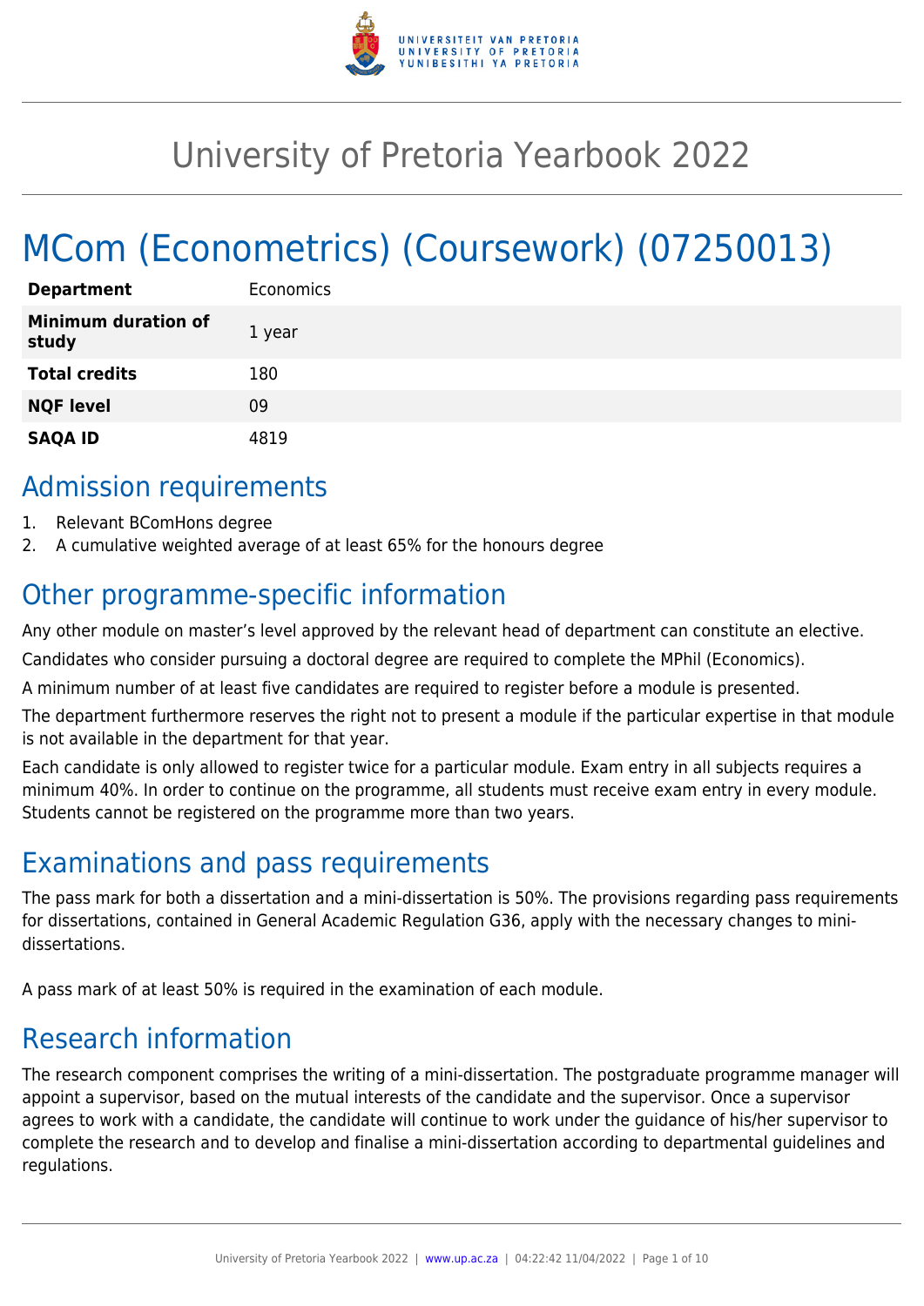# University of Pretoria Yearbook 2022

# MCom (Econometrics) (Coursework) (07250013)

| | |
|---|---|
| **Department** | Economics |
| **Minimum duration of study** | 1 year |
| **Total credits** | 180 |
| **NQF level** | 09 |
| **SAQA ID** | 4819 |

## Admission requirements

1. Relevant BComHons degree
2. A cumulative weighted average of at least 65% for the honours degree

## Other programme-specific information

Any other module on master's level approved by the relevant head of department can constitute an elective.

Candidates who consider pursuing a doctoral degree are required to complete the MPhil (Economics).

A minimum number of at least five candidates are required to register before a module is presented.

The department furthermore reserves the right not to present a module if the particular expertise in that module is not available in the department for that year.

Each candidate is only allowed to register twice for a particular module. Exam entry in all subjects requires a minimum 40%. In order to continue on the programme, all students must receive exam entry in every module. Students cannot be registered on the programme more than two years.

## Examinations and pass requirements

The pass mark for both a dissertation and a mini-dissertation is 50%. The provisions regarding pass requirements for dissertations, contained in General Academic Regulation G36, apply with the necessary changes to mini-dissertations.

A pass mark of at least 50% is required in the examination of each module.

## Research information

The research component comprises the writing of a mini-dissertation. The postgraduate programme manager will appoint a supervisor, based on the mutual interests of the candidate and the supervisor. Once a supervisor agrees to work with a candidate, the candidate will continue to work under the guidance of his/her supervisor to complete the research and to develop and finalise a mini-dissertation according to departmental guidelines and regulations.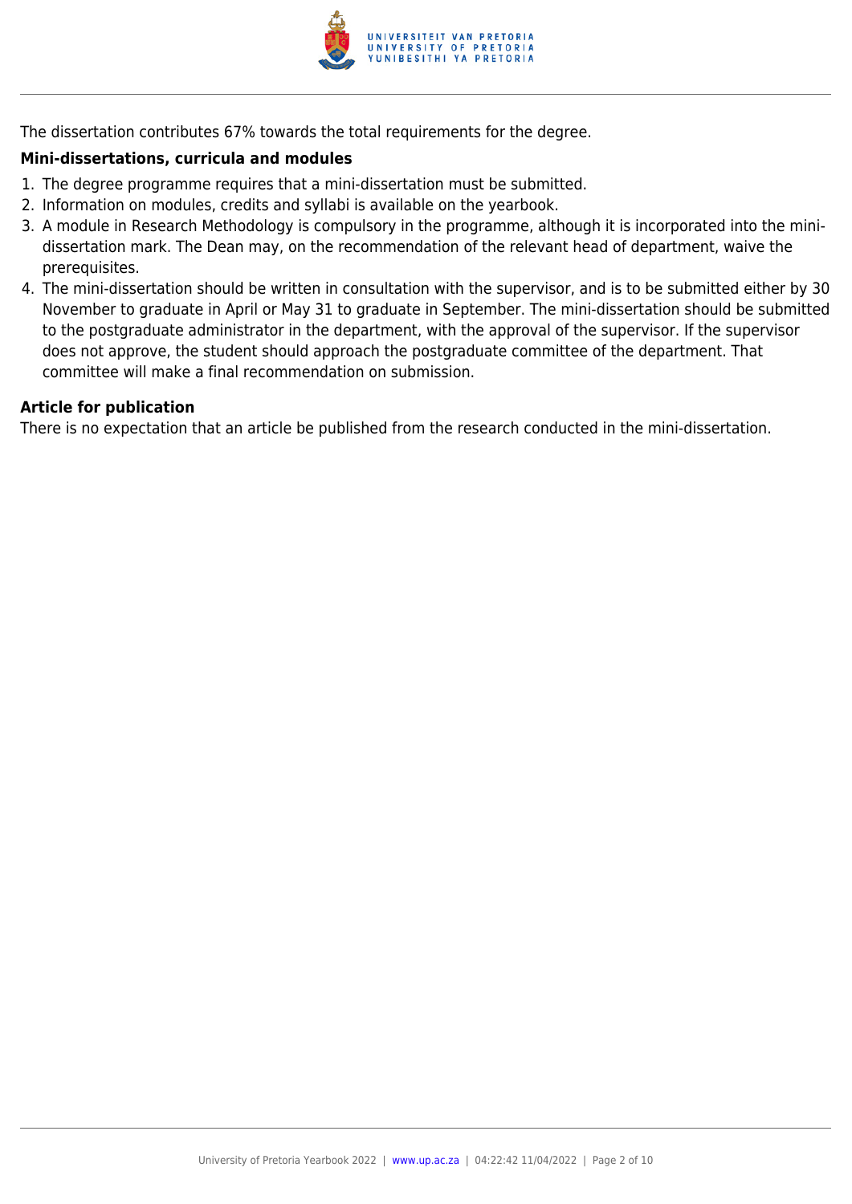The dissertation contributes 67% towards the total requirements for the degree.

**Mini-dissertations, curricula and modules**

1. The degree programme requires that a mini-dissertation must be submitted.
2. Information on modules, credits and syllabi is available on the yearbook.
3. A module in Research Methodology is compulsory in the programme, although it is incorporated into the mini-dissertation mark. The Dean may, on the recommendation of the relevant head of department, waive the prerequisites.
4. The mini-dissertation should be written in consultation with the supervisor, and is to be submitted either by 30 November to graduate in April or May 31 to graduate in September. The mini-dissertation should be submitted to the postgraduate administrator in the department, with the approval of the supervisor. If the supervisor does not approve, the student should approach the postgraduate committee of the department. That committee will make a final recommendation on submission.

**Article for publication**

There is no expectation that an article be published from the research conducted in the mini-dissertation.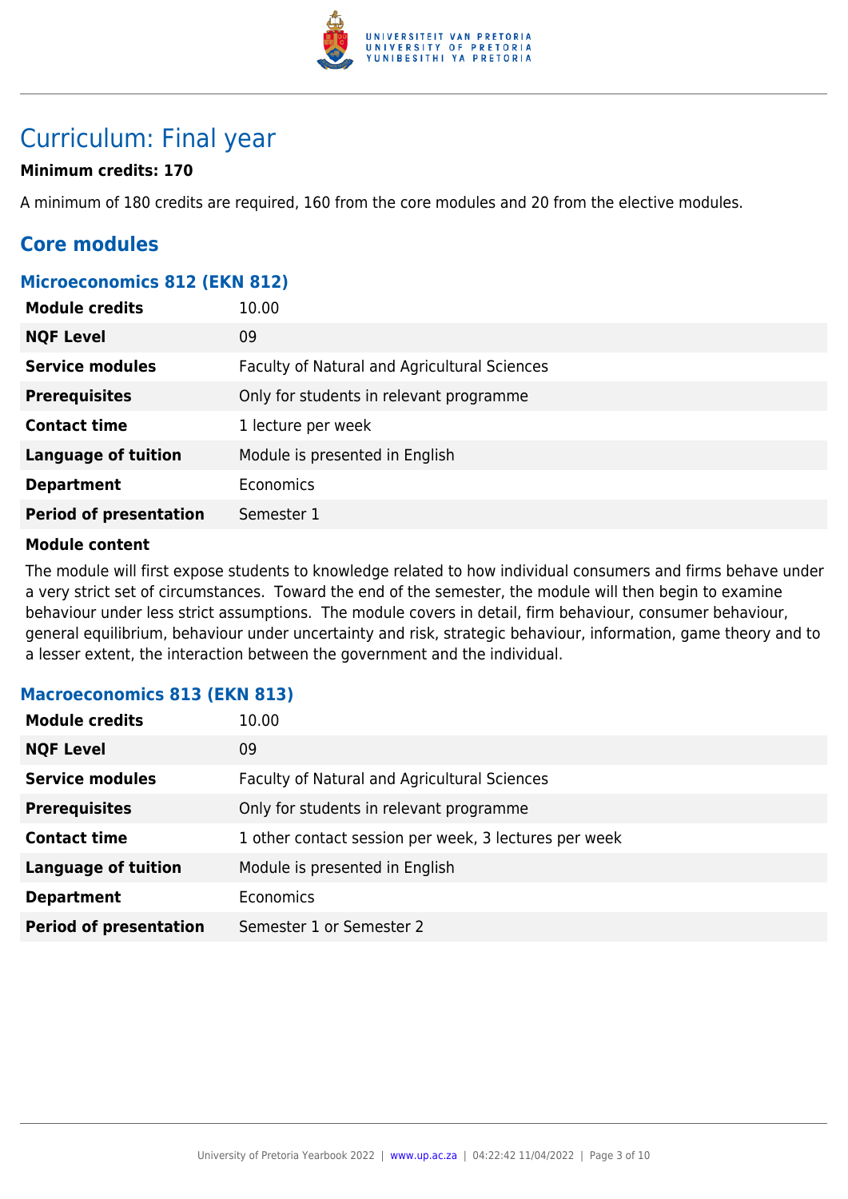# Curriculum: Final year

**Minimum credits: 170**

A minimum of 180 credits are required, 160 from the core modules and 20 from the elective modules.

## Core modules

### Microeconomics 812 (EKN 812)

| | |
|---|---|
| **Module credits** | 10.00 |
| **NQF Level** | 09 |
| **Service modules** | Faculty of Natural and Agricultural Sciences |
| **Prerequisites** | Only for students in relevant programme |
| **Contact time** | 1 lecture per week |
| **Language of tuition** | Module is presented in English |
| **Department** | Economics |
| **Period of presentation** | Semester 1 |

**Module content**

The module will first expose students to knowledge related to how individual consumers and firms behave under a very strict set of circumstances. Toward the end of the semester, the module will then begin to examine behaviour under less strict assumptions. The module covers in detail, firm behaviour, consumer behaviour, general equilibrium, behaviour under uncertainty and risk, strategic behaviour, information, game theory and to a lesser extent, the interaction between the government and the individual.

### Macroeconomics 813 (EKN 813)

| | |
|---|---|
| **Module credits** | 10.00 |
| **NQF Level** | 09 |
| **Service modules** | Faculty of Natural and Agricultural Sciences |
| **Prerequisites** | Only for students in relevant programme |
| **Contact time** | 1 other contact session per week, 3 lectures per week |
| **Language of tuition** | Module is presented in English |
| **Department** | Economics |
| **Period of presentation** | Semester 1 or Semester 2 |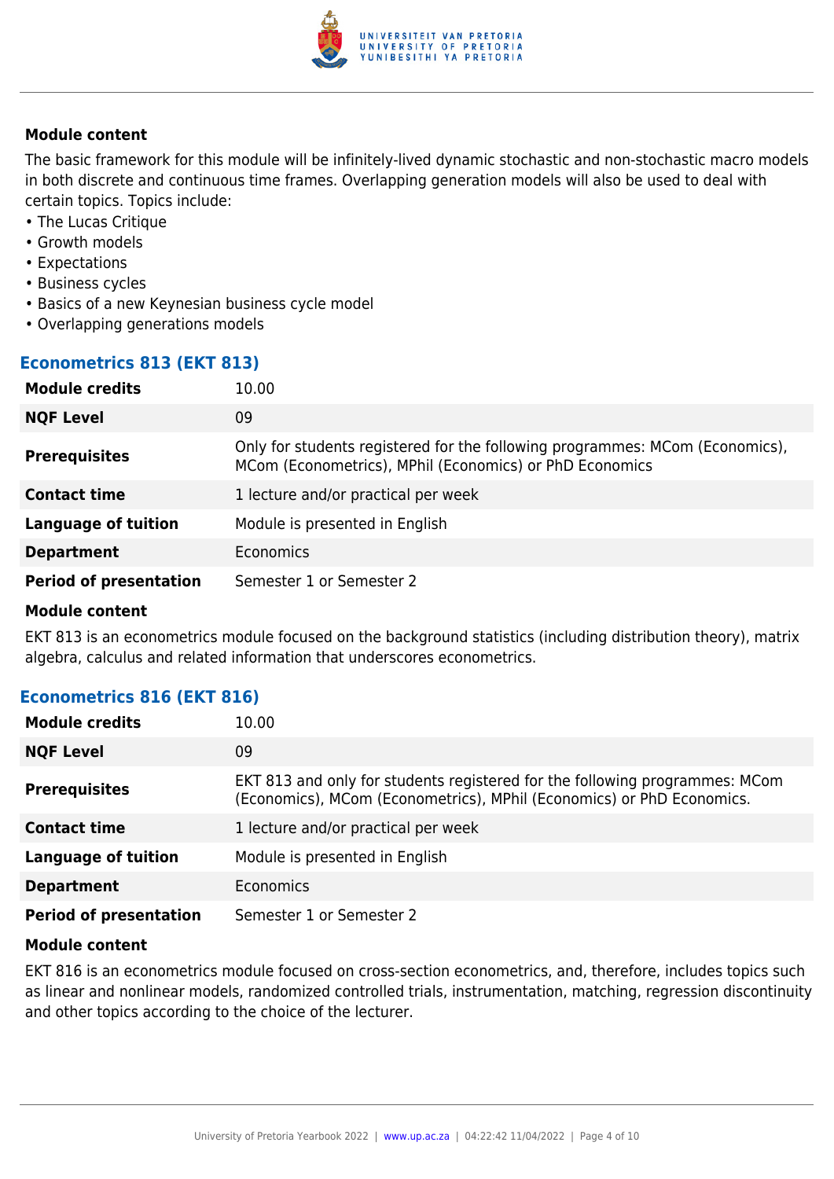#### Module content

The basic framework for this module will be infinitely-lived dynamic stochastic and non-stochastic macro models in both discrete and continuous time frames. Overlapping generation models will also be used to deal with certain topics. Topics include:

- The Lucas Critique
- Growth models
- Expectations
- Business cycles
- Basics of a new Keynesian business cycle model
- Overlapping generations models

### Econometrics 813 (EKT 813)

| | |
|---|---|
| **Module credits** | 10.00 |
| **NQF Level** | 09 |
| **Prerequisites** | Only for students registered for the following programmes: MCom (Economics), MCom (Econometrics), MPhil (Economics) or PhD Economics |
| **Contact time** | 1 lecture and/or practical per week |
| **Language of tuition** | Module is presented in English |
| **Department** | Economics |
| **Period of presentation** | Semester 1 or Semester 2 |

#### Module content

EKT 813 is an econometrics module focused on the background statistics (including distribution theory), matrix algebra, calculus and related information that underscores econometrics.

### Econometrics 816 (EKT 816)

| | |
|---|---|
| **Module credits** | 10.00 |
| **NQF Level** | 09 |
| **Prerequisites** | EKT 813 and only for students registered for the following programmes: MCom (Economics), MCom (Econometrics), MPhil (Economics) or PhD Economics. |
| **Contact time** | 1 lecture and/or practical per week |
| **Language of tuition** | Module is presented in English |
| **Department** | Economics |
| **Period of presentation** | Semester 1 or Semester 2 |

#### Module content

EKT 816 is an econometrics module focused on cross-section econometrics, and, therefore, includes topics such as linear and nonlinear models, randomized controlled trials, instrumentation, matching, regression discontinuity and other topics according to the choice of the lecturer.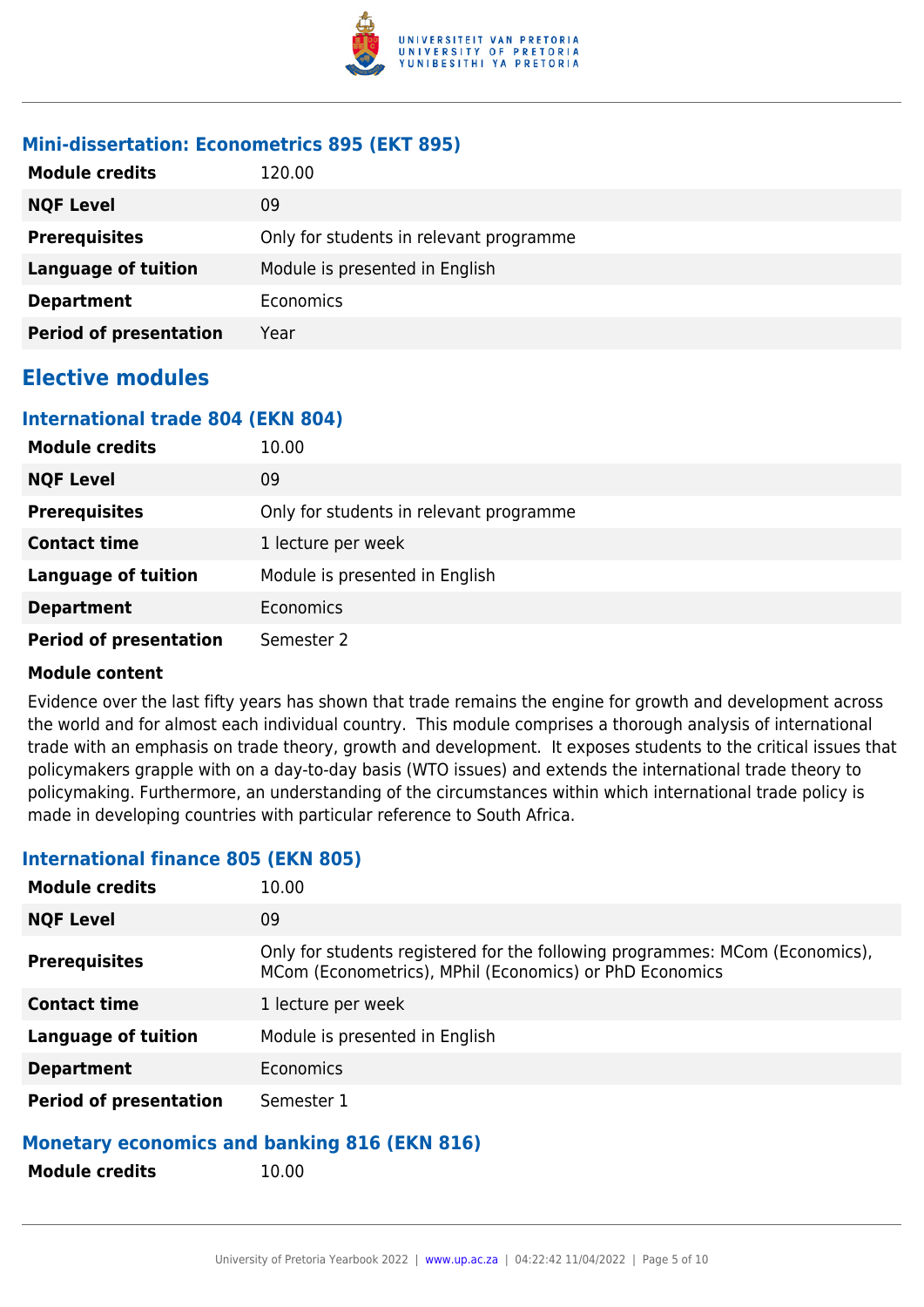### Mini-dissertation: Econometrics 895 (EKT 895)

| | |
|---|---|
| **Module credits** | 120.00 |
| **NQF Level** | 09 |
| **Prerequisites** | Only for students in relevant programme |
| **Language of tuition** | Module is presented in English |
| **Department** | Economics |
| **Period of presentation** | Year |

## Elective modules

### International trade 804 (EKN 804)

| | |
|---|---|
| **Module credits** | 10.00 |
| **NQF Level** | 09 |
| **Prerequisites** | Only for students in relevant programme |
| **Contact time** | 1 lecture per week |
| **Language of tuition** | Module is presented in English |
| **Department** | Economics |
| **Period of presentation** | Semester 2 |

**Module content**

Evidence over the last fifty years has shown that trade remains the engine for growth and development across the world and for almost each individual country. This module comprises a thorough analysis of international trade with an emphasis on trade theory, growth and development. It exposes students to the critical issues that policymakers grapple with on a day-to-day basis (WTO issues) and extends the international trade theory to policymaking. Furthermore, an understanding of the circumstances within which international trade policy is made in developing countries with particular reference to South Africa.

### International finance 805 (EKN 805)

| | |
|---|---|
| **Module credits** | 10.00 |
| **NQF Level** | 09 |
| **Prerequisites** | Only for students registered for the following programmes: MCom (Economics), MCom (Econometrics), MPhil (Economics) or PhD Economics |
| **Contact time** | 1 lecture per week |
| **Language of tuition** | Module is presented in English |
| **Department** | Economics |
| **Period of presentation** | Semester 1 |

### Monetary economics and banking 816 (EKN 816)

| | |
|---|---|
| **Module credits** | 10.00 |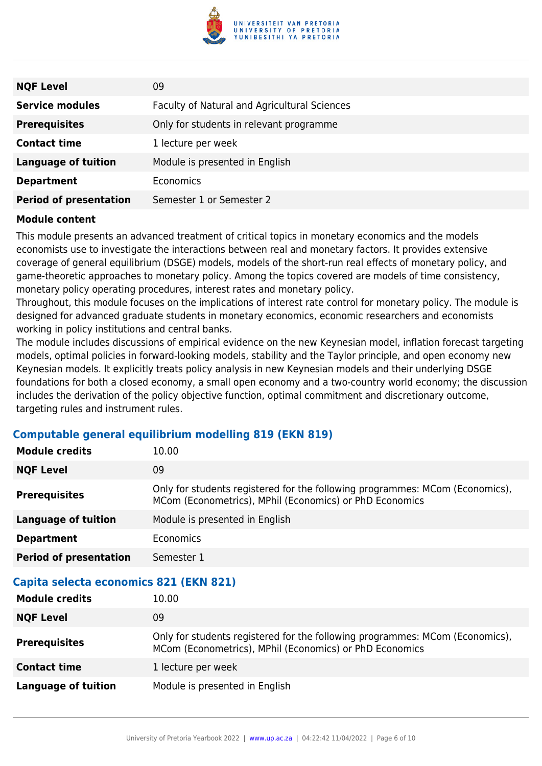| | |
|---|---|
| **NQF Level** | 09 |
| **Service modules** | Faculty of Natural and Agricultural Sciences |
| **Prerequisites** | Only for students in relevant programme |
| **Contact time** | 1 lecture per week |
| **Language of tuition** | Module is presented in English |
| **Department** | Economics |
| **Period of presentation** | Semester 1 or Semester 2 |

**Module content**

This module presents an advanced treatment of critical topics in monetary economics and the models economists use to investigate the interactions between real and monetary factors. It provides extensive coverage of general equilibrium (DSGE) models, models of the short-run real effects of monetary policy, and game-theoretic approaches to monetary policy. Among the topics covered are models of time consistency, monetary policy operating procedures, interest rates and monetary policy.
Throughout, this module focuses on the implications of interest rate control for monetary policy. The module is designed for advanced graduate students in monetary economics, economic researchers and economists working in policy institutions and central banks.
The module includes discussions of empirical evidence on the new Keynesian model, inflation forecast targeting models, optimal policies in forward-looking models, stability and the Taylor principle, and open economy new Keynesian models. It explicitly treats policy analysis in new Keynesian models and their underlying DSGE foundations for both a closed economy, a small open economy and a two-country world economy; the discussion includes the derivation of the policy objective function, optimal commitment and discretionary outcome, targeting rules and instrument rules.

### Computable general equilibrium modelling 819 (EKN 819)

| | |
|---|---|
| **Module credits** | 10.00 |
| **NQF Level** | 09 |
| **Prerequisites** | Only for students registered for the following programmes: MCom (Economics), MCom (Econometrics), MPhil (Economics) or PhD Economics |
| **Language of tuition** | Module is presented in English |
| **Department** | Economics |
| **Period of presentation** | Semester 1 |

### Capita selecta economics 821 (EKN 821)

| | |
|---|---|
| **Module credits** | 10.00 |
| **NQF Level** | 09 |
| **Prerequisites** | Only for students registered for the following programmes: MCom (Economics), MCom (Econometrics), MPhil (Economics) or PhD Economics |
| **Contact time** | 1 lecture per week |
| **Language of tuition** | Module is presented in English |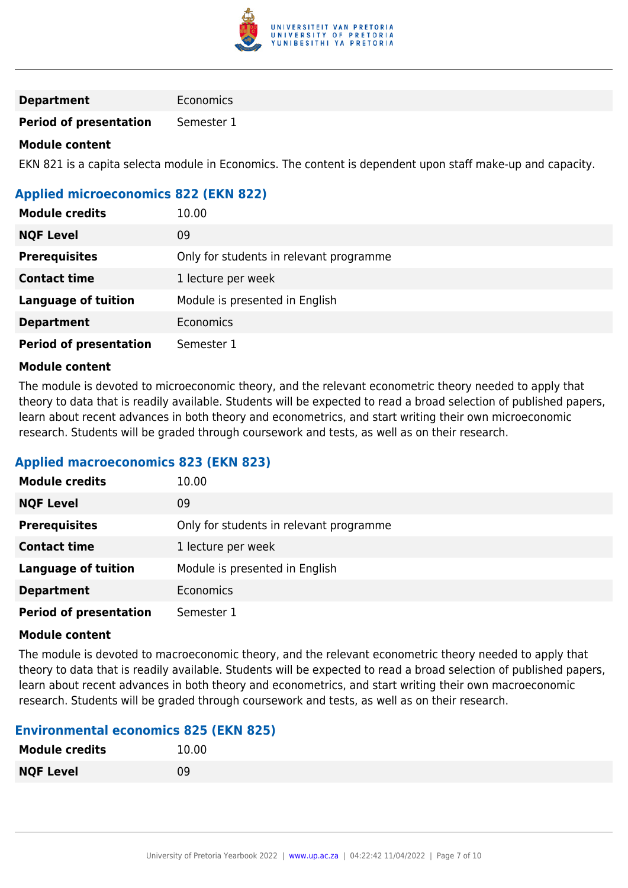| | |
|---|---|
| **Department** | Economics |
| **Period of presentation** | Semester 1 |

**Module content**

EKN 821 is a capita selecta module in Economics. The content is dependent upon staff make-up and capacity.

### Applied microeconomics 822 (EKN 822)

| | |
|---|---|
| **Module credits** | 10.00 |
| **NQF Level** | 09 |
| **Prerequisites** | Only for students in relevant programme |
| **Contact time** | 1 lecture per week |
| **Language of tuition** | Module is presented in English |
| **Department** | Economics |
| **Period of presentation** | Semester 1 |

**Module content**

The module is devoted to microeconomic theory, and the relevant econometric theory needed to apply that theory to data that is readily available. Students will be expected to read a broad selection of published papers, learn about recent advances in both theory and econometrics, and start writing their own microeconomic research. Students will be graded through coursework and tests, as well as on their research.

### Applied macroeconomics 823 (EKN 823)

| | |
|---|---|
| **Module credits** | 10.00 |
| **NQF Level** | 09 |
| **Prerequisites** | Only for students in relevant programme |
| **Contact time** | 1 lecture per week |
| **Language of tuition** | Module is presented in English |
| **Department** | Economics |
| **Period of presentation** | Semester 1 |

**Module content**

The module is devoted to macroeconomic theory, and the relevant econometric theory needed to apply that theory to data that is readily available. Students will be expected to read a broad selection of published papers, learn about recent advances in both theory and econometrics, and start writing their own macroeconomic research. Students will be graded through coursework and tests, as well as on their research.

### Environmental economics 825 (EKN 825)

| | |
|---|---|
| **Module credits** | 10.00 |
| **NQF Level** | 09 |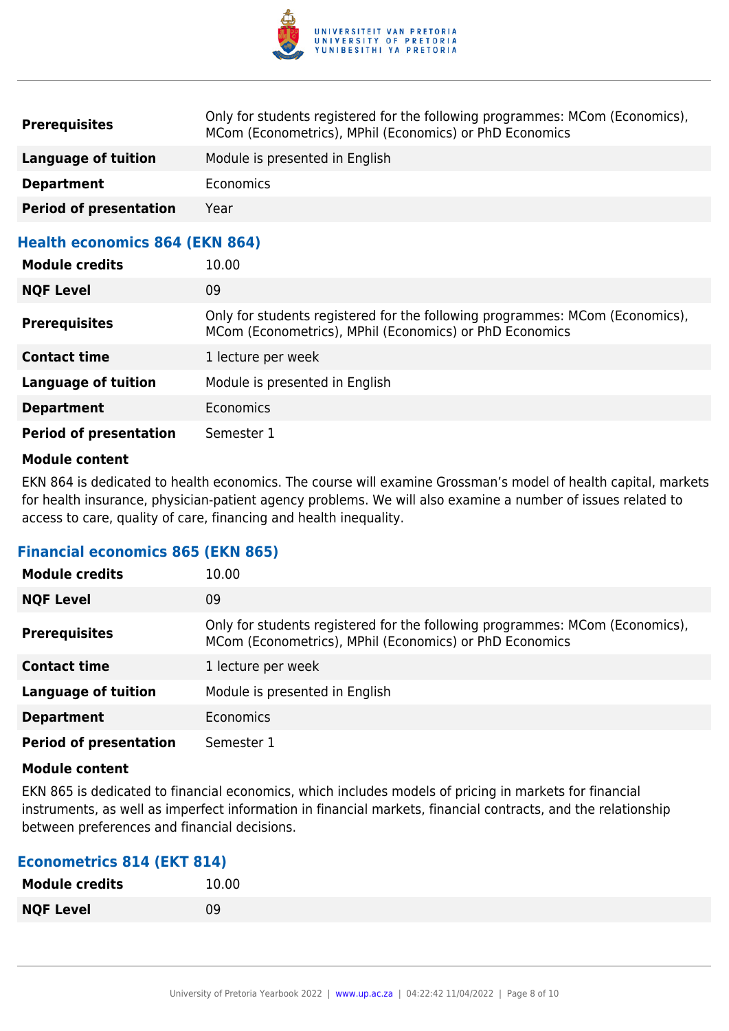| | |
|---|---|
| **Prerequisites** | Only for students registered for the following programmes: MCom (Economics), MCom (Econometrics), MPhil (Economics) or PhD Economics |
| **Language of tuition** | Module is presented in English |
| **Department** | Economics |
| **Period of presentation** | Year |

### Health economics 864 (EKN 864)

| | |
|---|---|
| **Module credits** | 10.00 |
| **NQF Level** | 09 |
| **Prerequisites** | Only for students registered for the following programmes: MCom (Economics), MCom (Econometrics), MPhil (Economics) or PhD Economics |
| **Contact time** | 1 lecture per week |
| **Language of tuition** | Module is presented in English |
| **Department** | Economics |
| **Period of presentation** | Semester 1 |

**Module content**

EKN 864 is dedicated to health economics. The course will examine Grossman's model of health capital, markets for health insurance, physician-patient agency problems. We will also examine a number of issues related to access to care, quality of care, financing and health inequality.

### Financial economics 865 (EKN 865)

| | |
|---|---|
| **Module credits** | 10.00 |
| **NQF Level** | 09 |
| **Prerequisites** | Only for students registered for the following programmes: MCom (Economics), MCom (Econometrics), MPhil (Economics) or PhD Economics |
| **Contact time** | 1 lecture per week |
| **Language of tuition** | Module is presented in English |
| **Department** | Economics |
| **Period of presentation** | Semester 1 |

**Module content**

EKN 865 is dedicated to financial economics, which includes models of pricing in markets for financial instruments, as well as imperfect information in financial markets, financial contracts, and the relationship between preferences and financial decisions.

### Econometrics 814 (EKT 814)

| | |
|---|---|
| **Module credits** | 10.00 |
| **NQF Level** | 09 |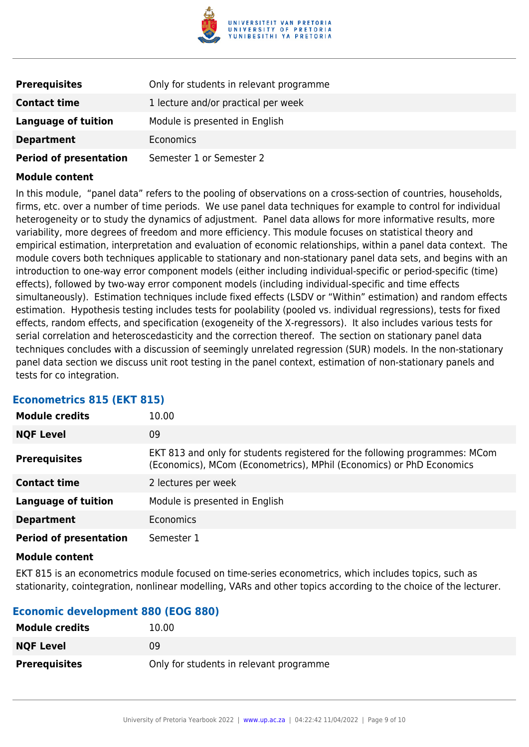| | |
|---|---|
| **Prerequisites** | Only for students in relevant programme |
| **Contact time** | 1 lecture and/or practical per week |
| **Language of tuition** | Module is presented in English |
| **Department** | Economics |
| **Period of presentation** | Semester 1 or Semester 2 |

**Module content**

In this module, "panel data" refers to the pooling of observations on a cross-section of countries, households, firms, etc. over a number of time periods. We use panel data techniques for example to control for individual heterogeneity or to study the dynamics of adjustment. Panel data allows for more informative results, more variability, more degrees of freedom and more efficiency. This module focuses on statistical theory and empirical estimation, interpretation and evaluation of economic relationships, within a panel data context. The module covers both techniques applicable to stationary and non-stationary panel data sets, and begins with an introduction to one-way error component models (either including individual-specific or period-specific (time) effects), followed by two-way error component models (including individual-specific and time effects simultaneously). Estimation techniques include fixed effects (LSDV or "Within" estimation) and random effects estimation. Hypothesis testing includes tests for poolability (pooled vs. individual regressions), tests for fixed effects, random effects, and specification (exogeneity of the X-regressors). It also includes various tests for serial correlation and heteroscedasticity and the correction thereof. The section on stationary panel data techniques concludes with a discussion of seemingly unrelated regression (SUR) models. In the non-stationary panel data section we discuss unit root testing in the panel context, estimation of non-stationary panels and tests for co integration.

### Econometrics 815 (EKT 815)

| | |
|---|---|
| **Module credits** | 10.00 |
| **NQF Level** | 09 |
| **Prerequisites** | EKT 813 and only for students registered for the following programmes: MCom (Economics), MCom (Econometrics), MPhil (Economics) or PhD Economics |
| **Contact time** | 2 lectures per week |
| **Language of tuition** | Module is presented in English |
| **Department** | Economics |
| **Period of presentation** | Semester 1 |

**Module content**

EKT 815 is an econometrics module focused on time-series econometrics, which includes topics, such as stationarity, cointegration, nonlinear modelling, VARs and other topics according to the choice of the lecturer.

### Economic development 880 (EOG 880)

| | |
|---|---|
| **Module credits** | 10.00 |
| **NQF Level** | 09 |
| **Prerequisites** | Only for students in relevant programme |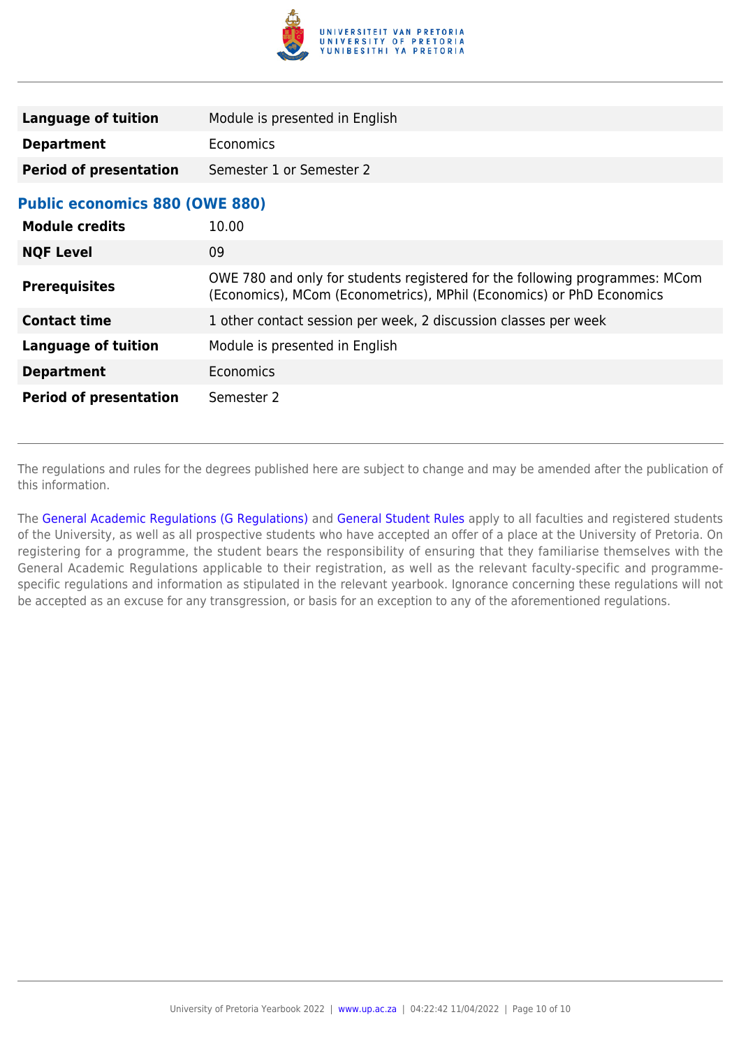| | |
|---|---|
| **Language of tuition** | Module is presented in English |
| **Department** | Economics |
| **Period of presentation** | Semester 1 or Semester 2 |

### Public economics 880 (OWE 880)

| | |
|---|---|
| **Module credits** | 10.00 |
| **NQF Level** | 09 |
| **Prerequisites** | OWE 780 and only for students registered for the following programmes: MCom (Economics), MCom (Econometrics), MPhil (Economics) or PhD Economics |
| **Contact time** | 1 other contact session per week, 2 discussion classes per week |
| **Language of tuition** | Module is presented in English |
| **Department** | Economics |
| **Period of presentation** | Semester 2 |

---

The regulations and rules for the degrees published here are subject to change and may be amended after the publication of this information.

The General Academic Regulations (G Regulations) and General Student Rules apply to all faculties and registered students of the University, as well as all prospective students who have accepted an offer of a place at the University of Pretoria. On registering for a programme, the student bears the responsibility of ensuring that they familiarise themselves with the General Academic Regulations applicable to their registration, as well as the relevant faculty-specific and programme-specific regulations and information as stipulated in the relevant yearbook. Ignorance concerning these regulations will not be accepted as an excuse for any transgression, or basis for an exception to any of the aforementioned regulations.